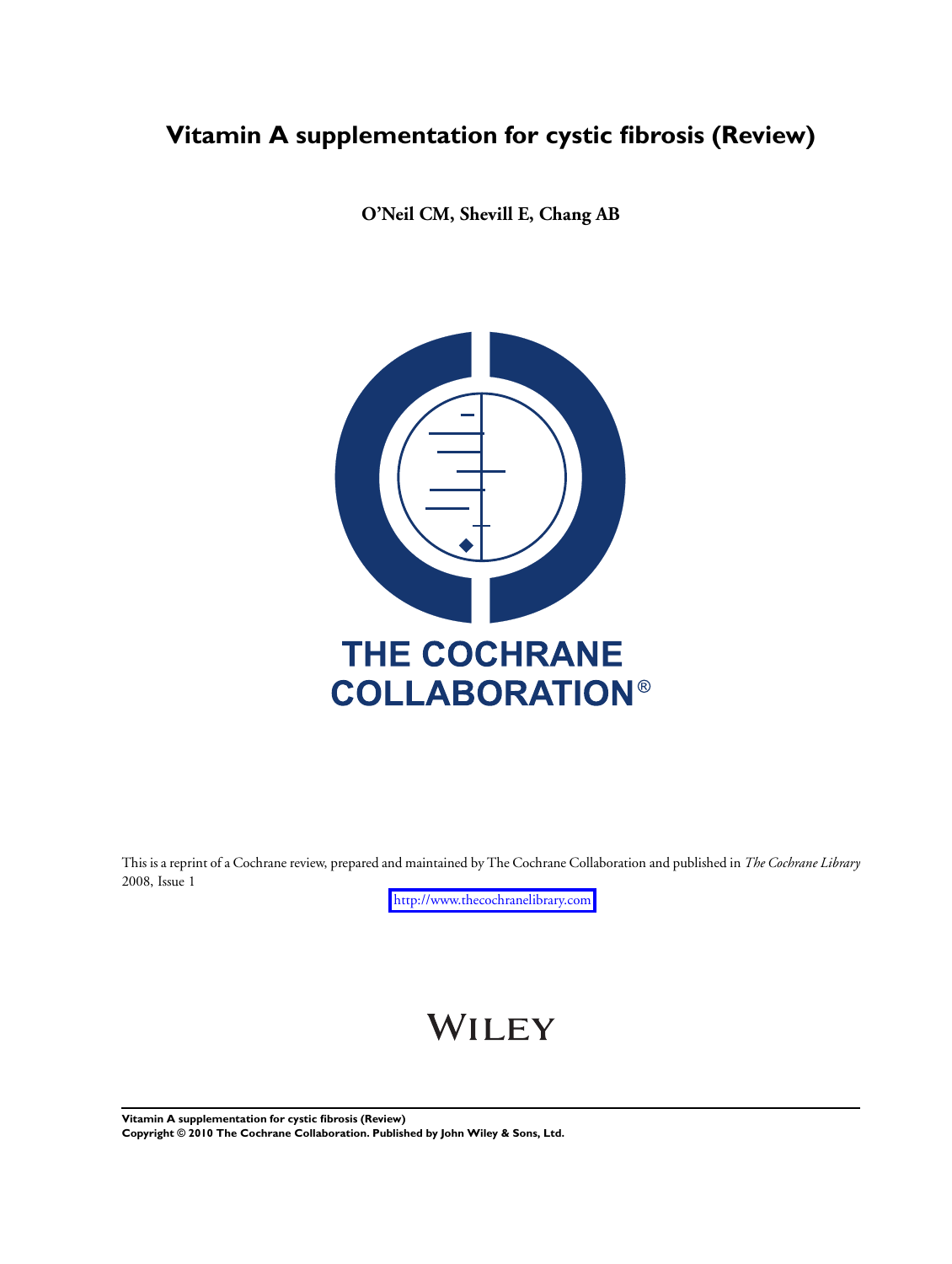# Vitamin A supplementation for cystic fibrosis (Review)

**O'Neil CM, Shevill E, Chang AB**

THE COCHRANE COLLABORATION®

This is a reprint of a Cochrane review, prepared and maintained by The Cochrane Collaboration and published in *The Cochrane Library* 2008, Issue 1

http://www.thecochranelibrary.com

WILEY

**Vitamin A supplementation for cystic fibrosis (Review)**
**Copyright © 2010 The Cochrane Collaboration. Published by John Wiley & Sons, Ltd.**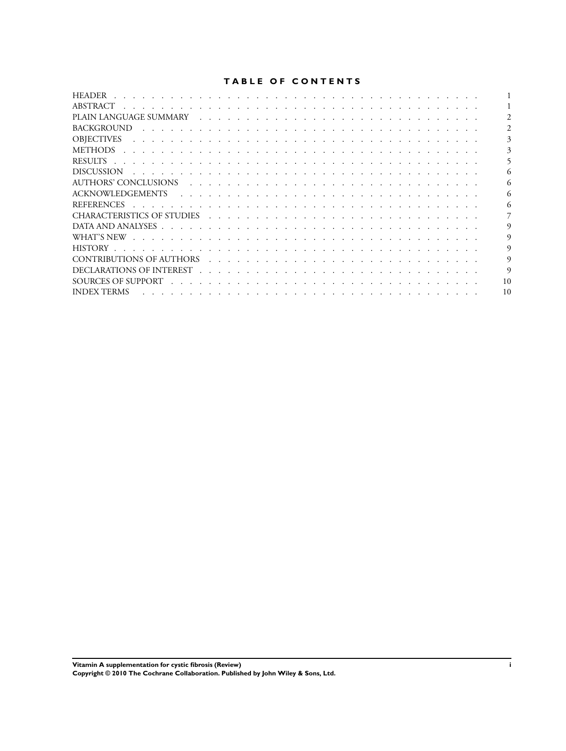# TABLE OF CONTENTS

| | |
|---|---|
| HEADER | 1 |
| ABSTRACT | 1 |
| PLAIN LANGUAGE SUMMARY | 2 |
| BACKGROUND | 2 |
| OBJECTIVES | 3 |
| METHODS | 3 |
| RESULTS | 5 |
| DISCUSSION | 6 |
| AUTHORS' CONCLUSIONS | 6 |
| ACKNOWLEDGEMENTS | 6 |
| REFERENCES | 6 |
| CHARACTERISTICS OF STUDIES | 7 |
| DATA AND ANALYSES | 9 |
| WHAT'S NEW | 9 |
| HISTORY | 9 |
| CONTRIBUTIONS OF AUTHORS | 9 |
| DECLARATIONS OF INTEREST | 9 |
| SOURCES OF SUPPORT | 10 |
| INDEX TERMS | 10 |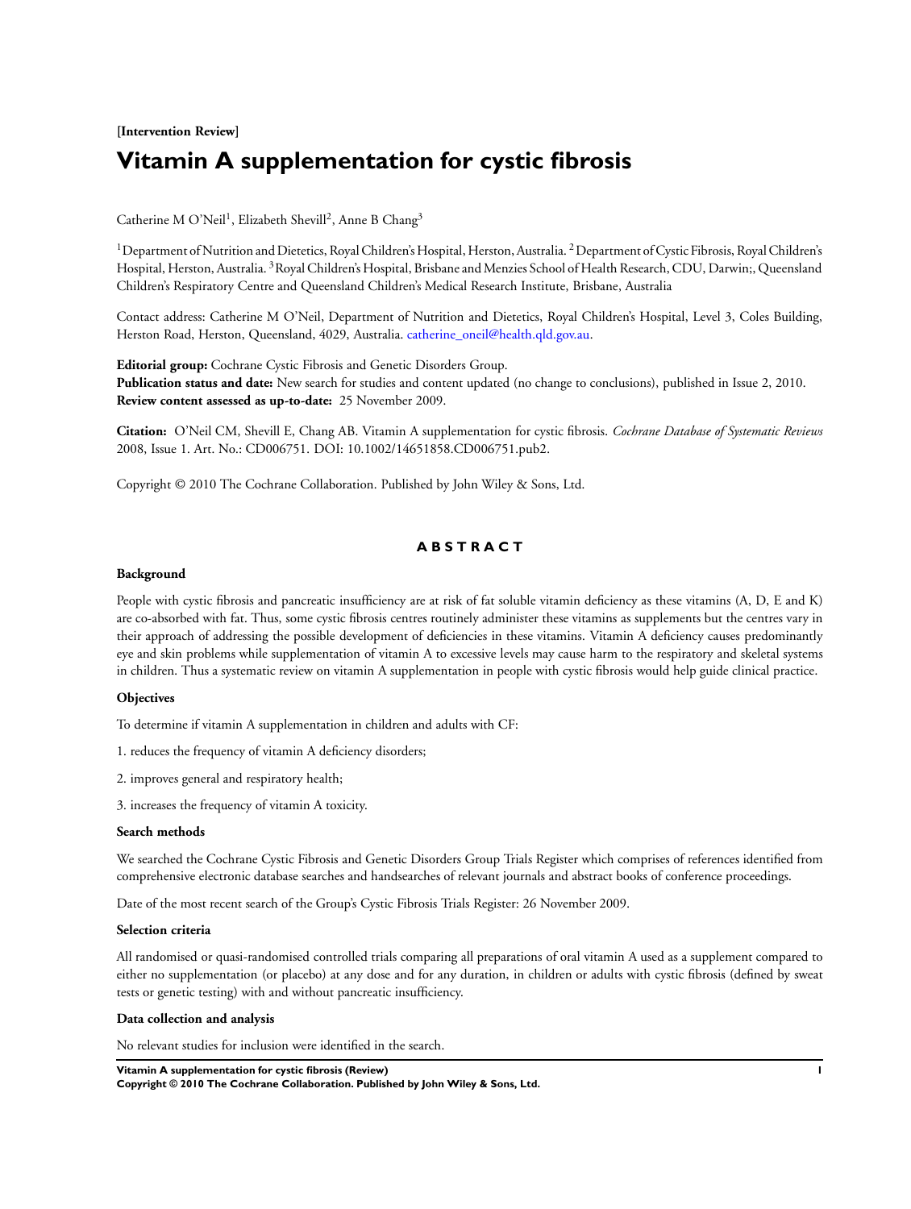**[Intervention Review]**

# Vitamin A supplementation for cystic fibrosis

Catherine M O'Neil[1], Elizabeth Shevill[2], Anne B Chang[3]

[1]Department of Nutrition and Dietetics, Royal Children's Hospital, Herston, Australia. [2]Department of Cystic Fibrosis, Royal Children's Hospital, Herston, Australia. [3]Royal Children's Hospital, Brisbane and Menzies School of Health Research, CDU, Darwin;, Queensland Children's Respiratory Centre and Queensland Children's Medical Research Institute, Brisbane, Australia

Contact address: Catherine M O'Neil, Department of Nutrition and Dietetics, Royal Children's Hospital, Level 3, Coles Building, Herston Road, Herston, Queensland, 4029, Australia. catherine_oneil@health.qld.gov.au.

**Editorial group:** Cochrane Cystic Fibrosis and Genetic Disorders Group.
**Publication status and date:** New search for studies and content updated (no change to conclusions), published in Issue 2, 2010.
**Review content assessed as up-to-date:** 25 November 2009.

**Citation:** O'Neil CM, Shevill E, Chang AB. Vitamin A supplementation for cystic fibrosis. *Cochrane Database of Systematic Reviews* 2008, Issue 1. Art. No.: CD006751. DOI: 10.1002/14651858.CD006751.pub2.

Copyright © 2010 The Cochrane Collaboration. Published by John Wiley & Sons, Ltd.

## ABSTRACT

### Background

People with cystic fibrosis and pancreatic insufficiency are at risk of fat soluble vitamin deficiency as these vitamins (A, D, E and K) are co-absorbed with fat. Thus, some cystic fibrosis centres routinely administer these vitamins as supplements but the centres vary in their approach of addressing the possible development of deficiencies in these vitamins. Vitamin A deficiency causes predominantly eye and skin problems while supplementation of vitamin A to excessive levels may cause harm to the respiratory and skeletal systems in children. Thus a systematic review on vitamin A supplementation in people with cystic fibrosis would help guide clinical practice.

### Objectives

To determine if vitamin A supplementation in children and adults with CF:

1. reduces the frequency of vitamin A deficiency disorders;

2. improves general and respiratory health;

3. increases the frequency of vitamin A toxicity.

### Search methods

We searched the Cochrane Cystic Fibrosis and Genetic Disorders Group Trials Register which comprises of references identified from comprehensive electronic database searches and handsearches of relevant journals and abstract books of conference proceedings.

Date of the most recent search of the Group's Cystic Fibrosis Trials Register: 26 November 2009.

### Selection criteria

All randomised or quasi-randomised controlled trials comparing all preparations of oral vitamin A used as a supplement compared to either no supplementation (or placebo) at any dose and for any duration, in children or adults with cystic fibrosis (defined by sweat tests or genetic testing) with and without pancreatic insufficiency.

### Data collection and analysis

No relevant studies for inclusion were identified in the search.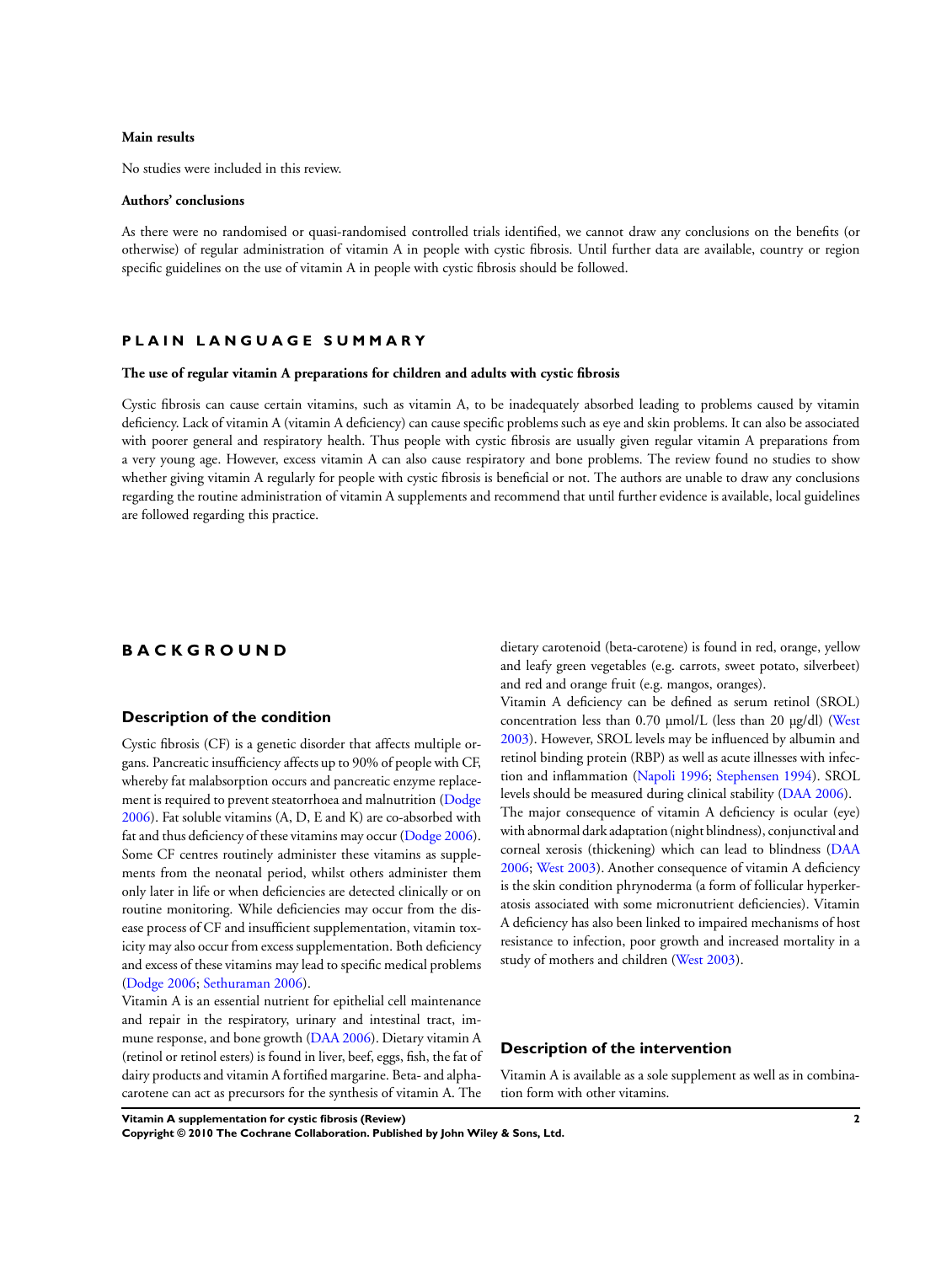### Main results

No studies were included in this review.

### Authors' conclusions

As there were no randomised or quasi-randomised controlled trials identified, we cannot draw any conclusions on the benefits (or otherwise) of regular administration of vitamin A in people with cystic fibrosis. Until further data are available, country or region specific guidelines on the use of vitamin A in people with cystic fibrosis should be followed.

# PLAIN LANGUAGE SUMMARY

### The use of regular vitamin A preparations for children and adults with cystic fibrosis

Cystic fibrosis can cause certain vitamins, such as vitamin A, to be inadequately absorbed leading to problems caused by vitamin deficiency. Lack of vitamin A (vitamin A deficiency) can cause specific problems such as eye and skin problems. It can also be associated with poorer general and respiratory health. Thus people with cystic fibrosis are usually given regular vitamin A preparations from a very young age. However, excess vitamin A can also cause respiratory and bone problems. The review found no studies to show whether giving vitamin A regularly for people with cystic fibrosis is beneficial or not. The authors are unable to draw any conclusions regarding the routine administration of vitamin A supplements and recommend that until further evidence is available, local guidelines are followed regarding this practice.

# BACKGROUND

## Description of the condition

Cystic fibrosis (CF) is a genetic disorder that affects multiple organs. Pancreatic insufficiency affects up to 90% of people with CF, whereby fat malabsorption occurs and pancreatic enzyme replacement is required to prevent steatorrhoea and malnutrition (Dodge 2006). Fat soluble vitamins (A, D, E and K) are co-absorbed with fat and thus deficiency of these vitamins may occur (Dodge 2006). Some CF centres routinely administer these vitamins as supplements from the neonatal period, whilst others administer them only later in life or when deficiencies are detected clinically or on routine monitoring. While deficiencies may occur from the disease process of CF and insufficient supplementation, vitamin toxicity may also occur from excess supplementation. Both deficiency and excess of these vitamins may lead to specific medical problems (Dodge 2006; Sethuraman 2006).

Vitamin A is an essential nutrient for epithelial cell maintenance and repair in the respiratory, urinary and intestinal tract, immune response, and bone growth (DAA 2006). Dietary vitamin A (retinol or retinol esters) is found in liver, beef, eggs, fish, the fat of dairy products and vitamin A fortified margarine. Beta- and alpha-carotene can act as precursors for the synthesis of vitamin A. The dietary carotenoid (beta-carotene) is found in red, orange, yellow and leafy green vegetables (e.g. carrots, sweet potato, silverbeet) and red and orange fruit (e.g. mangos, oranges).

Vitamin A deficiency can be defined as serum retinol (SROL) concentration less than 0.70 µmol/L (less than 20 µg/dl) (West 2003). However, SROL levels may be influenced by albumin and retinol binding protein (RBP) as well as acute illnesses with infection and inflammation (Napoli 1996; Stephensen 1994). SROL levels should be measured during clinical stability (DAA 2006).

The major consequence of vitamin A deficiency is ocular (eye) with abnormal dark adaptation (night blindness), conjunctival and corneal xerosis (thickening) which can lead to blindness (DAA 2006; West 2003). Another consequence of vitamin A deficiency is the skin condition phrynoderma (a form of follicular hyperkeratosis associated with some micronutrient deficiencies). Vitamin A deficiency has also been linked to impaired mechanisms of host resistance to infection, poor growth and increased mortality in a study of mothers and children (West 2003).

## Description of the intervention

Vitamin A is available as a sole supplement as well as in combination form with other vitamins.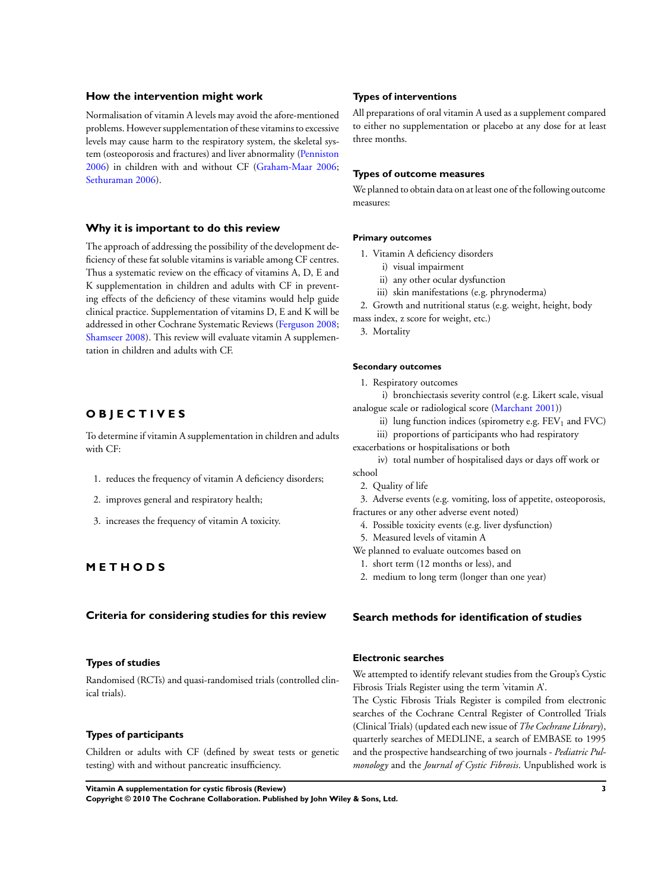### How the intervention might work

Normalisation of vitamin A levels may avoid the afore-mentioned problems. However supplementation of these vitamins to excessive levels may cause harm to the respiratory system, the skeletal system (osteoporosis and fractures) and liver abnormality (Penniston 2006) in children with and without CF (Graham-Maar 2006; Sethuraman 2006).

### Why it is important to do this review

The approach of addressing the possibility of the development deficiency of these fat soluble vitamins is variable among CF centres. Thus a systematic review on the efficacy of vitamins A, D, E and K supplementation in children and adults with CF in preventing effects of the deficiency of these vitamins would help guide clinical practice. Supplementation of vitamins D, E and K will be addressed in other Cochrane Systematic Reviews (Ferguson 2008; Shamseer 2008). This review will evaluate vitamin A supplementation in children and adults with CF.

# OBJECTIVES

To determine if vitamin A supplementation in children and adults with CF:

1. reduces the frequency of vitamin A deficiency disorders;
2. improves general and respiratory health;
3. increases the frequency of vitamin A toxicity.

# METHODS

## Criteria for considering studies for this review

### Types of studies

Randomised (RCTs) and quasi-randomised trials (controlled clinical trials).

### Types of participants

Children or adults with CF (defined by sweat tests or genetic testing) with and without pancreatic insufficiency.

### Types of interventions

All preparations of oral vitamin A used as a supplement compared to either no supplementation or placebo at any dose for at least three months.

### Types of outcome measures

We planned to obtain data on at least one of the following outcome measures:

#### Primary outcomes

1. Vitamin A deficiency disorders
   i) visual impairment
   ii) any other ocular dysfunction
   iii) skin manifestations (e.g. phrynoderma)
2. Growth and nutritional status (e.g. weight, height, body mass index, z score for weight, etc.)
3. Mortality

#### Secondary outcomes

1. Respiratory outcomes
   i) bronchiectasis severity control (e.g. Likert scale, visual analogue scale or radiological score (Marchant 2001))
   ii) lung function indices (spirometry e.g. $FEV_1$ and FVC)
   iii) proportions of participants who had respiratory exacerbations or hospitalisations or both
   iv) total number of hospitalised days or days off work or school
2. Quality of life
3. Adverse events (e.g. vomiting, loss of appetite, osteoporosis, fractures or any other adverse event noted)
4. Possible toxicity events (e.g. liver dysfunction)
5. Measured levels of vitamin A

We planned to evaluate outcomes based on

1. short term (12 months or less), and
2. medium to long term (longer than one year)

## Search methods for identification of studies

### Electronic searches

We attempted to identify relevant studies from the Group's Cystic Fibrosis Trials Register using the term 'vitamin A'.

The Cystic Fibrosis Trials Register is compiled from electronic searches of the Cochrane Central Register of Controlled Trials (Clinical Trials) (updated each new issue of *The Cochrane Library*), quarterly searches of MEDLINE, a search of EMBASE to 1995 and the prospective handsearching of two journals - *Pediatric Pulmonology* and the *Journal of Cystic Fibrosis*. Unpublished work is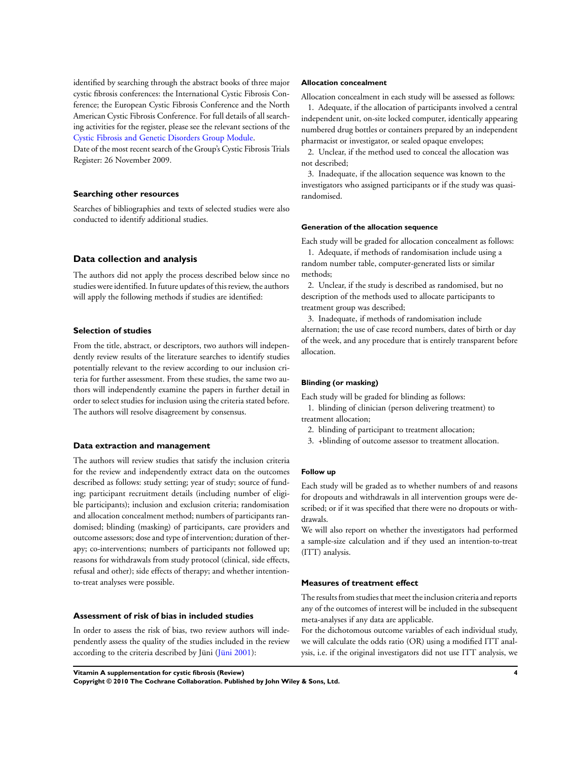identified by searching through the abstract books of three major cystic fibrosis conferences: the International Cystic Fibrosis Conference; the European Cystic Fibrosis Conference and the North American Cystic Fibrosis Conference. For full details of all searching activities for the register, please see the relevant sections of the Cystic Fibrosis and Genetic Disorders Group Module.

Date of the most recent search of the Group's Cystic Fibrosis Trials Register: 26 November 2009.

### Searching other resources

Searches of bibliographies and texts of selected studies were also conducted to identify additional studies.

## Data collection and analysis

The authors did not apply the process described below since no studies were identified. In future updates of this review, the authors will apply the following methods if studies are identified:

### Selection of studies

From the title, abstract, or descriptors, two authors will independently review results of the literature searches to identify studies potentially relevant to the review according to our inclusion criteria for further assessment. From these studies, the same two authors will independently examine the papers in further detail in order to select studies for inclusion using the criteria stated before. The authors will resolve disagreement by consensus.

### Data extraction and management

The authors will review studies that satisfy the inclusion criteria for the review and independently extract data on the outcomes described as follows: study setting; year of study; source of funding; participant recruitment details (including number of eligible participants); inclusion and exclusion criteria; randomisation and allocation concealment method; numbers of participants randomised; blinding (masking) of participants, care providers and outcome assessors; dose and type of intervention; duration of therapy; co-interventions; numbers of participants not followed up; reasons for withdrawals from study protocol (clinical, side effects, refusal and other); side effects of therapy; and whether intention-to-treat analyses were possible.

### Assessment of risk of bias in included studies

In order to assess the risk of bias, two review authors will independently assess the quality of the studies included in the review according to the criteria described by Jüni (Jüni 2001):

#### Allocation concealment

Allocation concealment in each study will be assessed as follows:

1. Adequate, if the allocation of participants involved a central independent unit, on-site locked computer, identically appearing numbered drug bottles or containers prepared by an independent pharmacist or investigator, or sealed opaque envelopes;
2. Unclear, if the method used to conceal the allocation was not described;
3. Inadequate, if the allocation sequence was known to the investigators who assigned participants or if the study was quasi-randomised.

#### Generation of the allocation sequence

Each study will be graded for allocation concealment as follows:

1. Adequate, if methods of randomisation include using a random number table, computer-generated lists or similar methods;
2. Unclear, if the study is described as randomised, but no description of the methods used to allocate participants to treatment group was described;
3. Inadequate, if methods of randomisation include alternation; the use of case record numbers, dates of birth or day of the week, and any procedure that is entirely transparent before allocation.

#### Blinding (or masking)

Each study will be graded for blinding as follows:

1. blinding of clinician (person delivering treatment) to treatment allocation;
2. blinding of participant to treatment allocation;
3. +blinding of outcome assessor to treatment allocation.

#### Follow up

Each study will be graded as to whether numbers of and reasons for dropouts and withdrawals in all intervention groups were described; or if it was specified that there were no dropouts or withdrawals.

We will also report on whether the investigators had performed a sample-size calculation and if they used an intention-to-treat (ITT) analysis.

### Measures of treatment effect

The results from studies that meet the inclusion criteria and reports any of the outcomes of interest will be included in the subsequent meta-analyses if any data are applicable.

For the dichotomous outcome variables of each individual study, we will calculate the odds ratio (OR) using a modified ITT analysis, i.e. if the original investigators did not use ITT analysis, we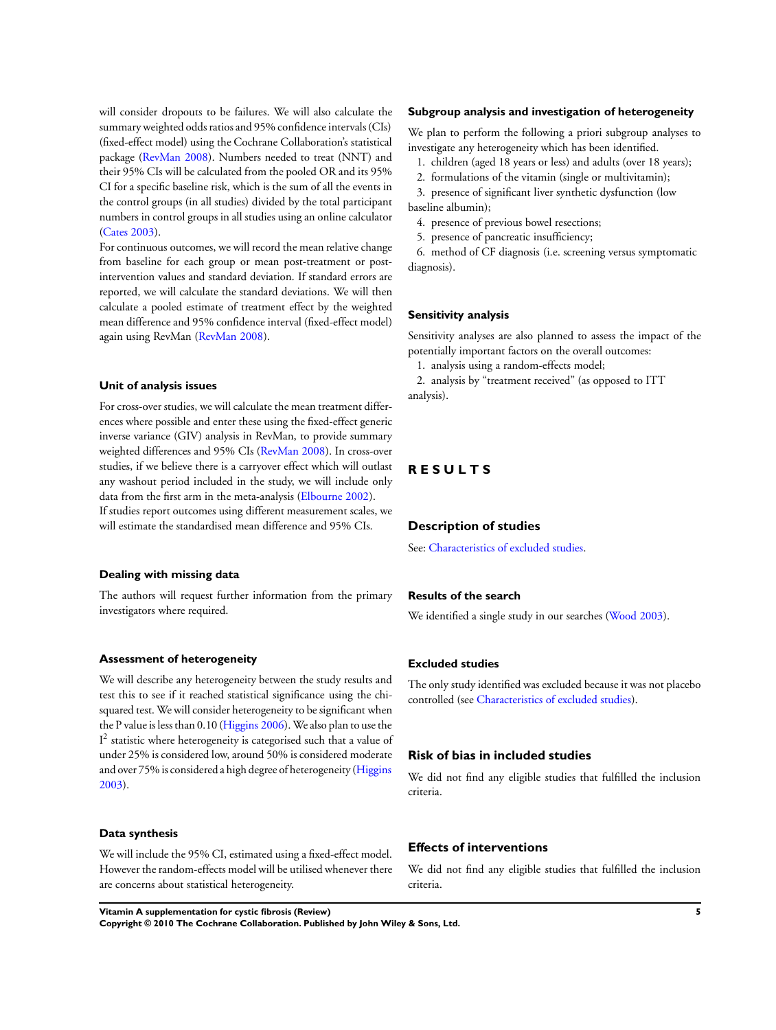will consider dropouts to be failures. We will also calculate the summary weighted odds ratios and 95% confidence intervals (CIs) (fixed-effect model) using the Cochrane Collaboration's statistical package (RevMan 2008). Numbers needed to treat (NNT) and their 95% CIs will be calculated from the pooled OR and its 95% CI for a specific baseline risk, which is the sum of all the events in the control groups (in all studies) divided by the total participant numbers in control groups in all studies using an online calculator (Cates 2003).

For continuous outcomes, we will record the mean relative change from baseline for each group or mean post-treatment or post-intervention values and standard deviation. If standard errors are reported, we will calculate the standard deviations. We will then calculate a pooled estimate of treatment effect by the weighted mean difference and 95% confidence interval (fixed-effect model) again using RevMan (RevMan 2008).

### Unit of analysis issues

For cross-over studies, we will calculate the mean treatment differences where possible and enter these using the fixed-effect generic inverse variance (GIV) analysis in RevMan, to provide summary weighted differences and 95% CIs (RevMan 2008). In cross-over studies, if we believe there is a carryover effect which will outlast any washout period included in the study, we will include only data from the first arm in the meta-analysis (Elbourne 2002).

If studies report outcomes using different measurement scales, we will estimate the standardised mean difference and 95% CIs.

### Dealing with missing data

The authors will request further information from the primary investigators where required.

### Assessment of heterogeneity

We will describe any heterogeneity between the study results and test this to see if it reached statistical significance using the chi-squared test. We will consider heterogeneity to be significant when the P value is less than 0.10 (Higgins 2006). We also plan to use the $I^2$ statistic where heterogeneity is categorised such that a value of under 25% is considered low, around 50% is considered moderate and over 75% is considered a high degree of heterogeneity (Higgins 2003).

### Data synthesis

We will include the 95% CI, estimated using a fixed-effect model. However the random-effects model will be utilised whenever there are concerns about statistical heterogeneity.

### Subgroup analysis and investigation of heterogeneity

We plan to perform the following a priori subgroup analyses to investigate any heterogeneity which has been identified.

1. children (aged 18 years or less) and adults (over 18 years);
2. formulations of the vitamin (single or multivitamin);
3. presence of significant liver synthetic dysfunction (low baseline albumin);
4. presence of previous bowel resections;
5. presence of pancreatic insufficiency;
6. method of CF diagnosis (i.e. screening versus symptomatic diagnosis).

### Sensitivity analysis

Sensitivity analyses are also planned to assess the impact of the potentially important factors on the overall outcomes:

1. analysis using a random-effects model;
2. analysis by "treatment received" (as opposed to ITT analysis).

# RESULTS

## Description of studies

See: Characteristics of excluded studies.

### Results of the search

We identified a single study in our searches (Wood 2003).

### Excluded studies

The only study identified was excluded because it was not placebo controlled (see Characteristics of excluded studies).

## Risk of bias in included studies

We did not find any eligible studies that fulfilled the inclusion criteria.

## Effects of interventions

We did not find any eligible studies that fulfilled the inclusion criteria.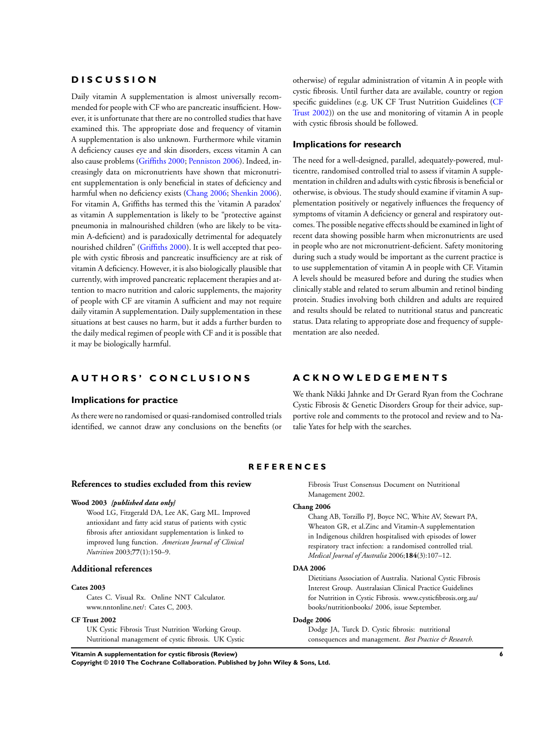# DISCUSSION

Daily vitamin A supplementation is almost universally recommended for people with CF who are pancreatic insufficient. However, it is unfortunate that there are no controlled studies that have examined this. The appropriate dose and frequency of vitamin A supplementation is also unknown. Furthermore while vitamin A deficiency causes eye and skin disorders, excess vitamin A can also cause problems (Griffiths 2000; Penniston 2006). Indeed, increasingly data on micronutrients have shown that micronutrient supplementation is only beneficial in states of deficiency and harmful when no deficiency exists (Chang 2006; Shenkin 2006). For vitamin A, Griffiths has termed this the 'vitamin A paradox' as vitamin A supplementation is likely to be "protective against pneumonia in malnourished children (who are likely to be vitamin A-deficient) and is paradoxically detrimental for adequately nourished children" (Griffiths 2000). It is well accepted that people with cystic fibrosis and pancreatic insufficiency are at risk of vitamin A deficiency. However, it is also biologically plausible that currently, with improved pancreatic replacement therapies and attention to macro nutrition and caloric supplements, the majority of people with CF are vitamin A sufficient and may not require daily vitamin A supplementation. Daily supplementation in these situations at best causes no harm, but it adds a further burden to the daily medical regimen of people with CF and it is possible that it may be biologically harmful.

# AUTHORS' CONCLUSIONS

## Implications for practice

As there were no randomised or quasi-randomised controlled trials identified, we cannot draw any conclusions on the benefits (or otherwise) of regular administration of vitamin A in people with cystic fibrosis. Until further data are available, country or region specific guidelines (e.g. UK CF Trust Nutrition Guidelines (CF Trust 2002)) on the use and monitoring of vitamin A in people with cystic fibrosis should be followed.

## Implications for research

The need for a well-designed, parallel, adequately-powered, multicentre, randomised controlled trial to assess if vitamin A supplementation in children and adults with cystic fibrosis is beneficial or otherwise, is obvious. The study should examine if vitamin A supplementation positively or negatively influences the frequency of symptoms of vitamin A deficiency or general and respiratory outcomes. The possible negative effects should be examined in light of recent data showing possible harm when micronutrents are used in people who are not micronutrient-deficient. Safety monitoring during such a study would be important as the current practice is to use supplementation of vitamin A in people with CF. Vitamin A levels should be measured before and during the studies when clinically stable and related to serum albumin and retinol binding protein. Studies involving both children and adults are required and results should be related to nutritional status and pancreatic status. Data relating to appropriate dose and frequency of supplementation are also needed.

# ACKNOWLEDGEMENTS

We thank Nikki Jahnke and Dr Gerard Ryan from the Cochrane Cystic Fibrosis & Genetic Disorders Group for their advice, supportive role and comments to the protocol and review and to Natalie Yates for help with the searches.

# REFERENCES

## References to studies excluded from this review

**Wood 2003** *{published data only}*

Wood LG, Fitzgerald DA, Lee AK, Garg ML. Improved antioxidant and fatty acid status of patients with cystic fibrosis after antioxidant supplementation is linked to improved lung function. *American Journal of Clinical Nutrition* 2003;**77**(1):150–9.

## Additional references

**Cates 2003**

Cates C. Visual Rx. Online NNT Calculator. www.nntonline.net/: Cates C, 2003.

**CF Trust 2002**

UK Cystic Fibrosis Trust Nutrition Working Group. Nutritional management of cystic fibrosis. UK Cystic Fibrosis Trust Consensus Document on Nutritional Management 2002.

**Chang 2006**

Chang AB, Torzillo PJ, Boyce NC, White AV, Stewart PA, Wheaton GR, et al.Zinc and Vitamin-A supplementation in Indigenous children hospitalised with episodes of lower respiratory tract infection: a randomised controlled trial. *Medical Journal of Australia* 2006;**184**(3):107–12.

**DAA 2006**

Dietitians Association of Australia. National Cystic Fibrosis Interest Group. Australasian Clinical Practice Guidelines for Nutrition in Cystic Fibrosis. www.cysticfibrosis.org.au/books/nutritionbooks/ 2006, issue September.

**Dodge 2006**

Dodge JA, Turck D. Cystic fibrosis: nutritional consequences and management. *Best Practice & Research.*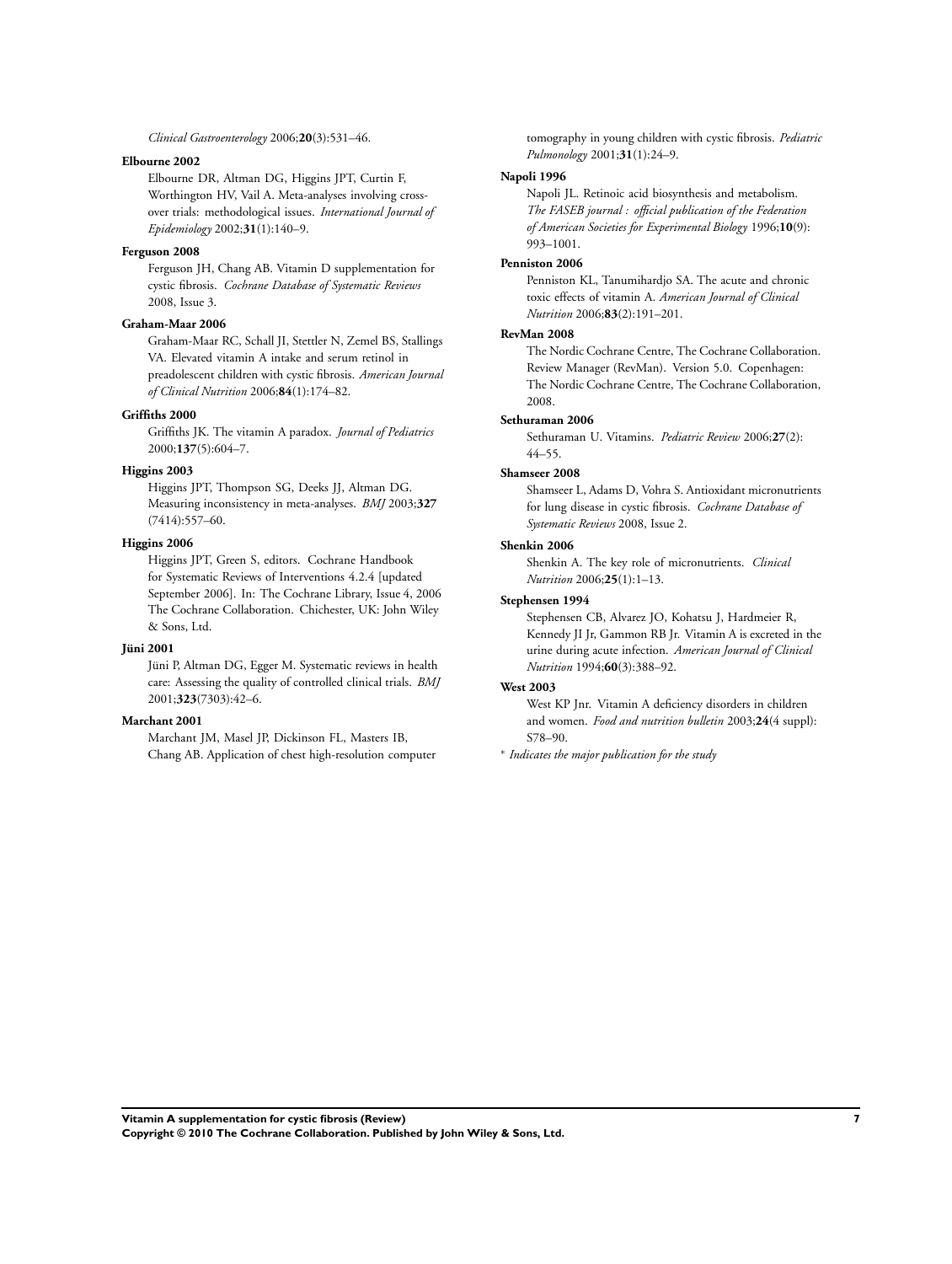*Clinical Gastroenterology* 2006;**20**(3):531–46.

**Elbourne 2002**

Elbourne DR, Altman DG, Higgins JPT, Curtin F, Worthington HV, Vail A. Meta-analyses involving cross-over trials: methodological issues. *International Journal of Epidemiology* 2002;**31**(1):140–9.

**Ferguson 2008**

Ferguson JH, Chang AB. Vitamin D supplementation for cystic fibrosis. *Cochrane Database of Systematic Reviews* 2008, Issue 3.

**Graham-Maar 2006**

Graham-Maar RC, Schall JI, Stettler N, Zemel BS, Stallings VA. Elevated vitamin A intake and serum retinol in preadolescent children with cystic fibrosis. *American Journal of Clinical Nutrition* 2006;**84**(1):174–82.

**Griffiths 2000**

Griffiths JK. The vitamin A paradox. *Journal of Pediatrics* 2000;**137**(5):604–7.

**Higgins 2003**

Higgins JPT, Thompson SG, Deeks JJ, Altman DG. Measuring inconsistency in meta-analyses. *BMJ* 2003;**327**(7414):557–60.

**Higgins 2006**

Higgins JPT, Green S, editors. Cochrane Handbook for Systematic Reviews of Interventions 4.2.4 [updated September 2006]. In: The Cochrane Library, Issue 4, 2006 The Cochrane Collaboration. Chichester, UK: John Wiley & Sons, Ltd.

**Jüni 2001**

Jüni P, Altman DG, Egger M. Systematic reviews in health care: Assessing the quality of controlled clinical trials. *BMJ* 2001;**323**(7303):42–6.

**Marchant 2001**

Marchant JM, Masel JP, Dickinson FL, Masters IB, Chang AB. Application of chest high-resolution computer tomography in young children with cystic fibrosis. *Pediatric Pulmonology* 2001;**31**(1):24–9.

**Napoli 1996**

Napoli JL. Retinoic acid biosynthesis and metabolism. *The FASEB journal : official publication of the Federation of American Societies for Experimental Biology* 1996;**10**(9):993–1001.

**Penniston 2006**

Penniston KL, Tanumihardjo SA. The acute and chronic toxic effects of vitamin A. *American Journal of Clinical Nutrition* 2006;**83**(2):191–201.

**RevMan 2008**

The Nordic Cochrane Centre, The Cochrane Collaboration. Review Manager (RevMan). Version 5.0. Copenhagen: The Nordic Cochrane Centre, The Cochrane Collaboration, 2008.

**Sethuraman 2006**

Sethuraman U. Vitamins. *Pediatric Review* 2006;**27**(2):44–55.

**Shamseer 2008**

Shamseer L, Adams D, Vohra S. Antioxidant micronutrients for lung disease in cystic fibrosis. *Cochrane Database of Systematic Reviews* 2008, Issue 2.

**Shenkin 2006**

Shenkin A. The key role of micronutrients. *Clinical Nutrition* 2006;**25**(1):1–13.

**Stephensen 1994**

Stephensen CB, Alvarez JO, Kohatsu J, Hardmeier R, Kennedy JI Jr, Gammon RB Jr. Vitamin A is excreted in the urine during acute infection. *American Journal of Clinical Nutrition* 1994;**60**(3):388–92.

**West 2003**

West KP Jnr. Vitamin A deficiency disorders in children and women. *Food and nutrition bulletin* 2003;**24**(4 suppl):S78–90.

∗ *Indicates the major publication for the study*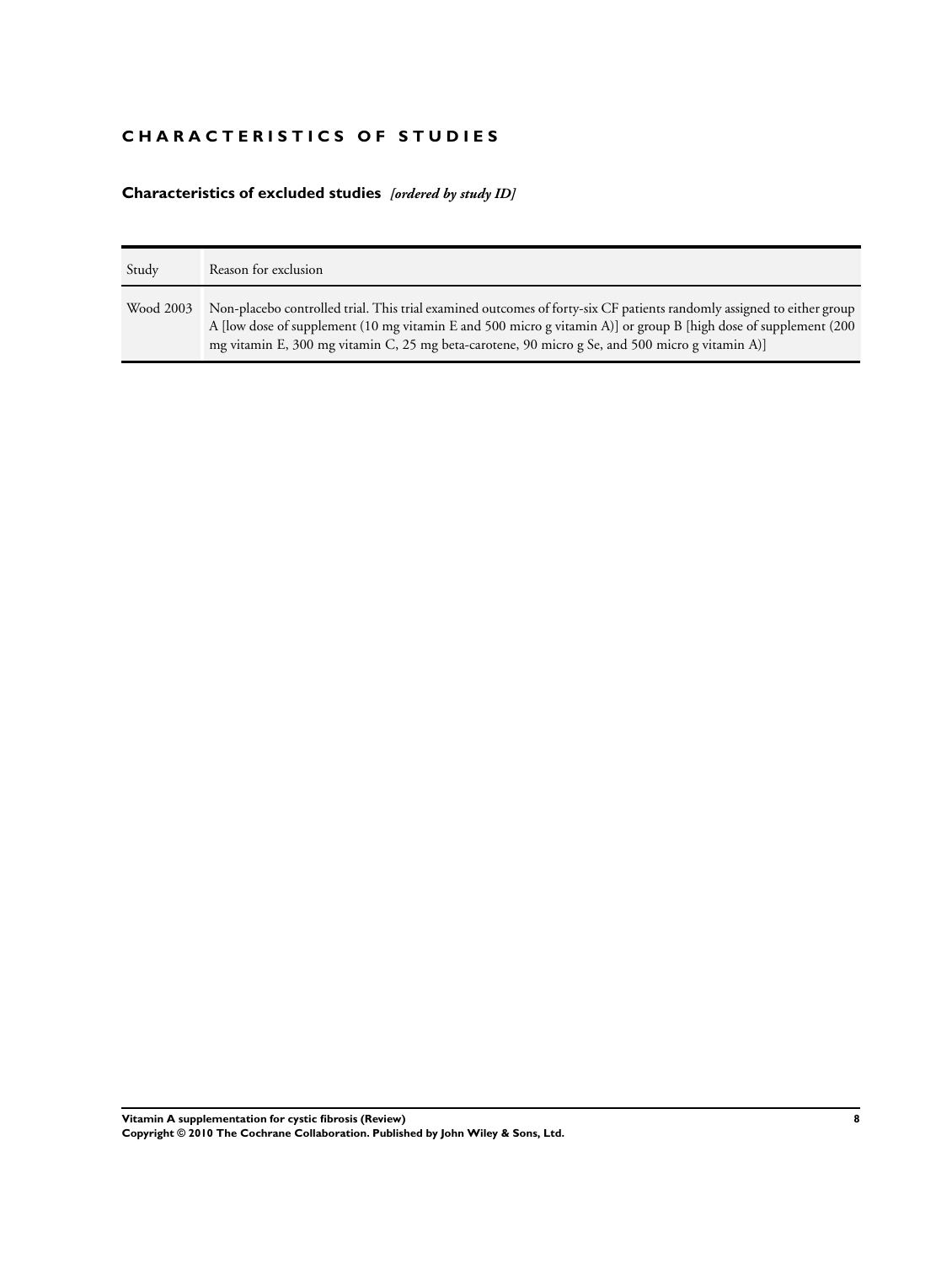# CHARACTERISTICS OF STUDIES

## Characteristics of excluded studies *[ordered by study ID]*

| Study | Reason for exclusion |
| --- | --- |
| Wood 2003 | Non-placebo controlled trial. This trial examined outcomes of forty-six CF patients randomly assigned to either group A [low dose of supplement (10 mg vitamin E and 500 micro g vitamin A)] or group B [high dose of supplement (200 mg vitamin E, 300 mg vitamin C, 25 mg beta-carotene, 90 micro g Se, and 500 micro g vitamin A)] |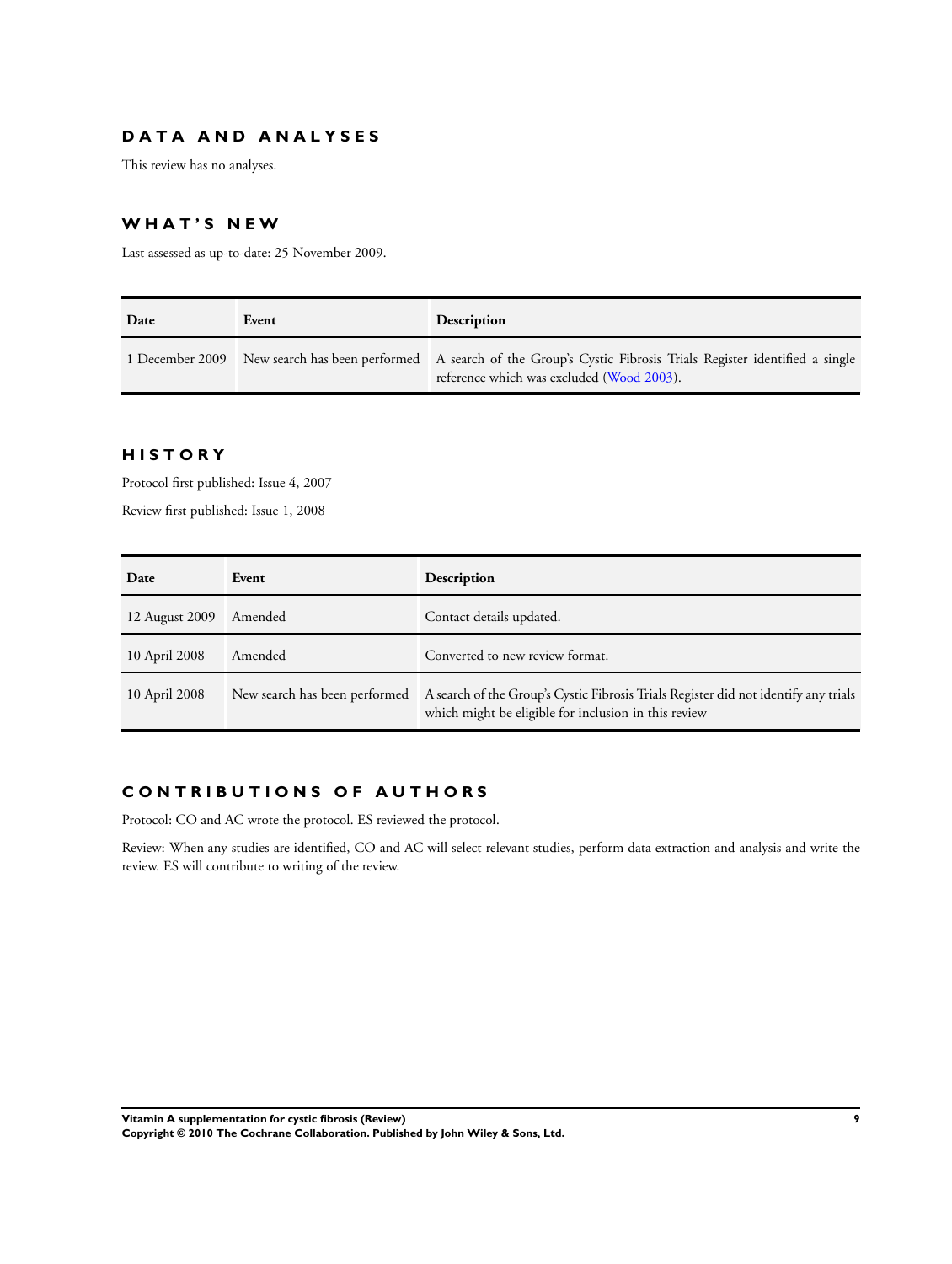## DATA AND ANALYSES

This review has no analyses.

## WHAT'S NEW

Last assessed as up-to-date: 25 November 2009.

| Date | Event | Description |
|---|---|---|
| 1 December 2009 | New search has been performed | A search of the Group's Cystic Fibrosis Trials Register identified a single reference which was excluded (Wood 2003). |

## HISTORY

Protocol first published: Issue 4, 2007

Review first published: Issue 1, 2008

| Date | Event | Description |
|---|---|---|
| 12 August 2009 | Amended | Contact details updated. |
| 10 April 2008 | Amended | Converted to new review format. |
| 10 April 2008 | New search has been performed | A search of the Group's Cystic Fibrosis Trials Register did not identify any trials which might be eligible for inclusion in this review |

## CONTRIBUTIONS OF AUTHORS

Protocol: CO and AC wrote the protocol. ES reviewed the protocol.

Review: When any studies are identified, CO and AC will select relevant studies, perform data extraction and analysis and write the review. ES will contribute to writing of the review.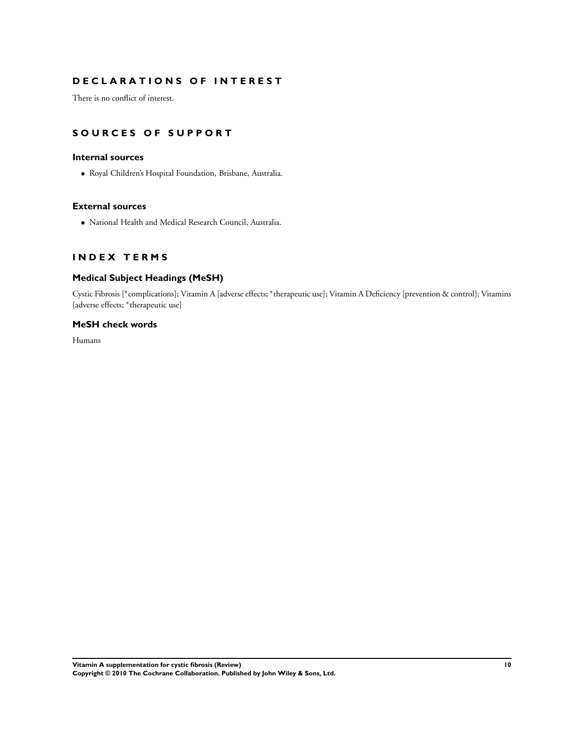## DECLARATIONS OF INTEREST

There is no conflict of interest.

## SOURCES OF SUPPORT

### Internal sources

- Royal Children's Hospital Foundation, Brisbane, Australia.

### External sources

- National Health and Medical Research Council, Australia.

## INDEX TERMS

### Medical Subject Headings (MeSH)

Cystic Fibrosis [*complications]; Vitamin A [adverse effects; *therapeutic use]; Vitamin A Deficiency [prevention & control]; Vitamins [adverse effects; *therapeutic use]

### MeSH check words

Humans